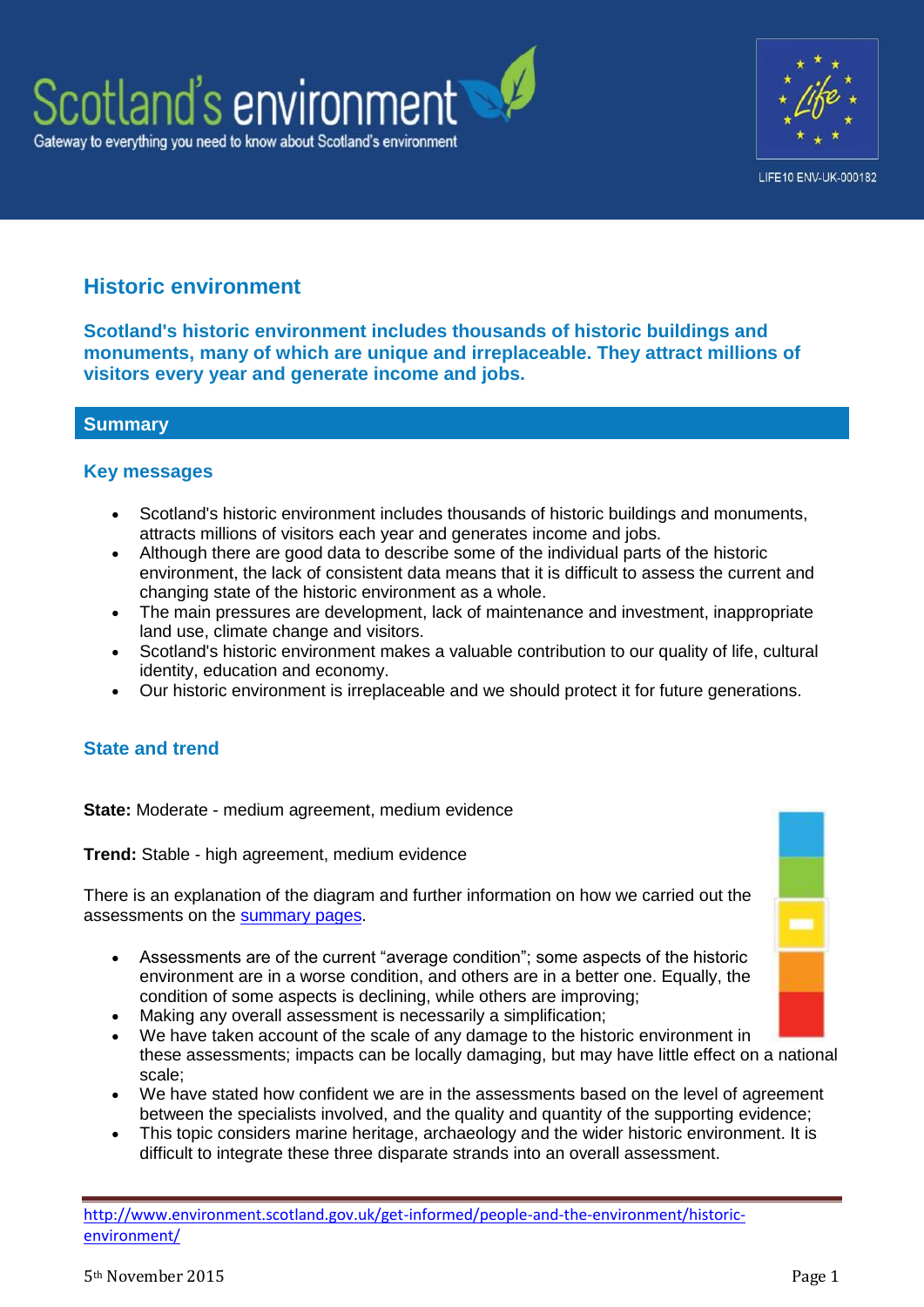# Historic environment

**Scotland's historic environment includes thousands of historic buildings and monuments, many of which are unique and irreplaceable. They attract millions of visitors every year and generate income and jobs.**

## Summary

### Key messages

- Scotland's historic environment includes thousands of historic buildings and monuments, attracts millions of visitors each year and generates income and jobs.
- Although there are good data to describe some of the individual parts of the historic environment, the lack of consistent data means that it is difficult to assess the current and changing state of the historic environment as a whole.
- The main pressures are development, lack of maintenance and investment, inappropriate land use, climate change and visitors.
- Scotland's historic environment makes a valuable contribution to our quality of life, cultural identity, education and economy.
- Our historic environment is irreplaceable and we should protect it for future generations.

### State and trend

**State:** Moderate - medium agreement, medium evidence

**Trend:** Stable - high agreement, medium evidence

There is an explanation of the diagram and further information on how we carried out the assessments on the summary pages.

- Assessments are of the current "average condition"; some aspects of the historic environment are in a worse condition, and others are in a better one. Equally, the condition of some aspects is declining, while others are improving;
- Making any overall assessment is necessarily a simplification;
- We have taken account of the scale of any damage to the historic environment in these assessments; impacts can be locally damaging, but may have little effect on a national scale;
- We have stated how confident we are in the assessments based on the level of agreement between the specialists involved, and the quality and quantity of the supporting evidence;
- This topic considers marine heritage, archaeology and the wider historic environment. It is difficult to integrate these three disparate strands into an overall assessment.

http://www.environment.scotland.gov.uk/get-informed/people-and-the-environment/historic-environment/

5th November 2015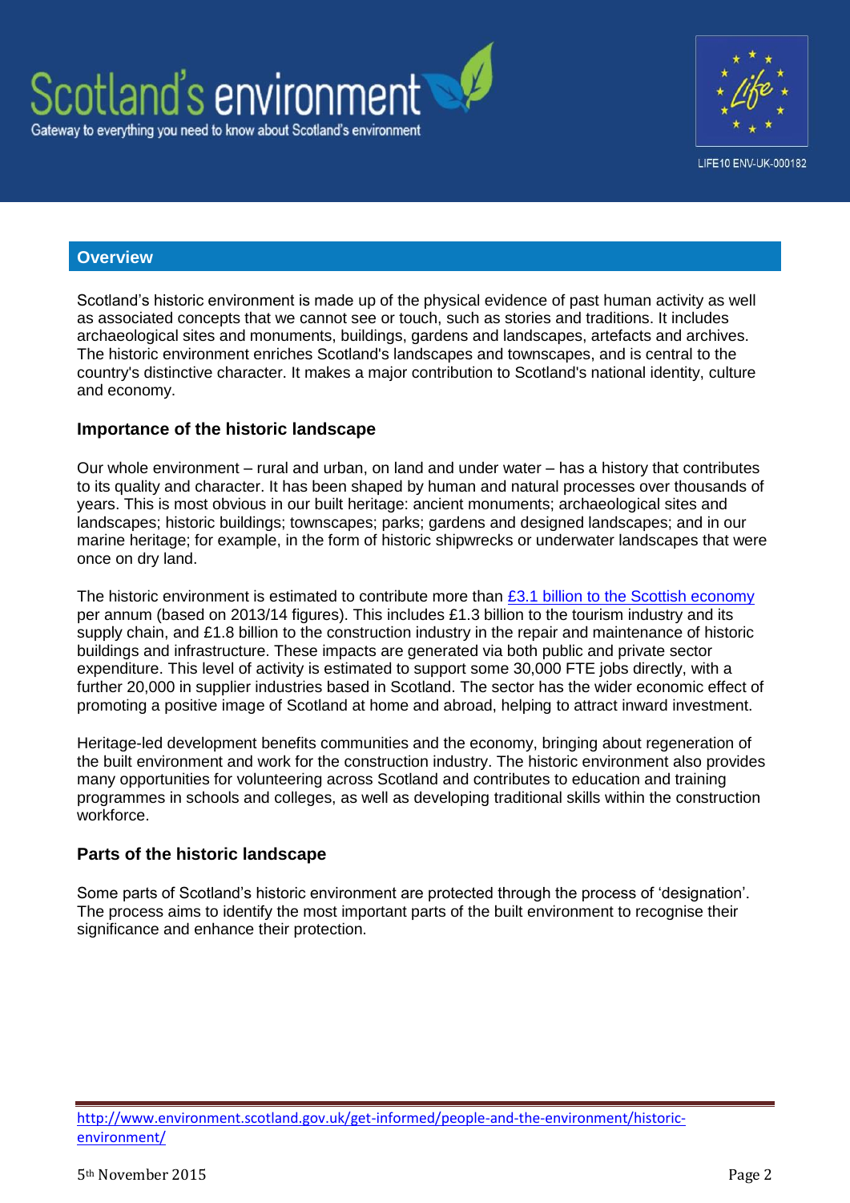## Overview

Scotland's historic environment is made up of the physical evidence of past human activity as well as associated concepts that we cannot see or touch, such as stories and traditions. It includes archaeological sites and monuments, buildings, gardens and landscapes, artefacts and archives. The historic environment enriches Scotland's landscapes and townscapes, and is central to the country's distinctive character. It makes a major contribution to Scotland's national identity, culture and economy.

### Importance of the historic landscape

Our whole environment – rural and urban, on land and under water – has a history that contributes to its quality and character. It has been shaped by human and natural processes over thousands of years. This is most obvious in our built heritage: ancient monuments; archaeological sites and landscapes; historic buildings; townscapes; parks; gardens and designed landscapes; and in our marine heritage; for example, in the form of historic shipwrecks or underwater landscapes that were once on dry land.

The historic environment is estimated to contribute more than £3.1 billion to the Scottish economy per annum (based on 2013/14 figures). This includes £1.3 billion to the tourism industry and its supply chain, and £1.8 billion to the construction industry in the repair and maintenance of historic buildings and infrastructure. These impacts are generated via both public and private sector expenditure. This level of activity is estimated to support some 30,000 FTE jobs directly, with a further 20,000 in supplier industries based in Scotland. The sector has the wider economic effect of promoting a positive image of Scotland at home and abroad, helping to attract inward investment.

Heritage-led development benefits communities and the economy, bringing about regeneration of the built environment and work for the construction industry. The historic environment also provides many opportunities for volunteering across Scotland and contributes to education and training programmes in schools and colleges, as well as developing traditional skills within the construction workforce.

### Parts of the historic landscape

Some parts of Scotland's historic environment are protected through the process of 'designation'. The process aims to identify the most important parts of the built environment to recognise their significance and enhance their protection.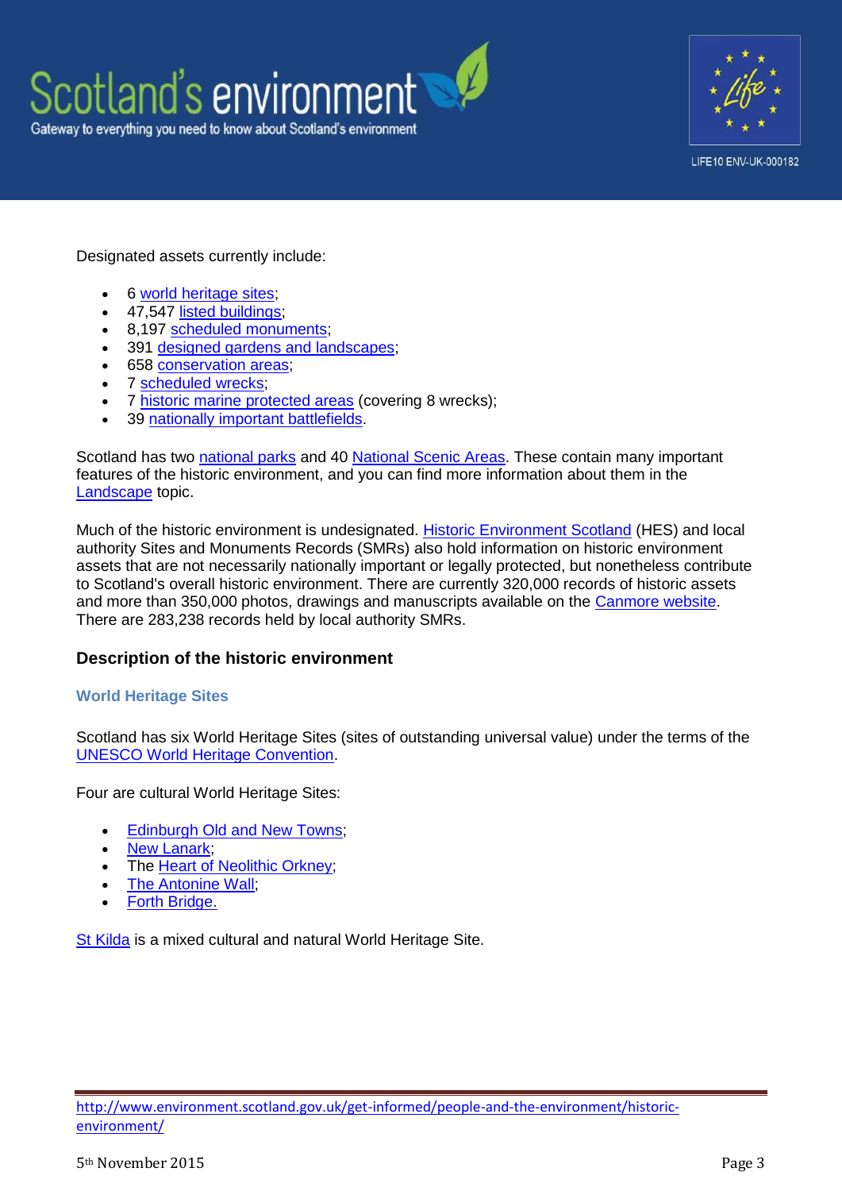Designated assets currently include:

- 6 world heritage sites;
- 47,547 listed buildings;
- 8,197 scheduled monuments;
- 391 designed gardens and landscapes;
- 658 conservation areas;
- 7 scheduled wrecks;
- 7 historic marine protected areas (covering 8 wrecks);
- 39 nationally important battlefields.

Scotland has two national parks and 40 National Scenic Areas. These contain many important features of the historic environment, and you can find more information about them in the Landscape topic.

Much of the historic environment is undesignated. Historic Environment Scotland (HES) and local authority Sites and Monuments Records (SMRs) also hold information on historic environment assets that are not necessarily nationally important or legally protected, but nonetheless contribute to Scotland's overall historic environment. There are currently 320,000 records of historic assets and more than 350,000 photos, drawings and manuscripts available on the Canmore website. There are 283,238 records held by local authority SMRs.

## Description of the historic environment

### World Heritage Sites

Scotland has six World Heritage Sites (sites of outstanding universal value) under the terms of the UNESCO World Heritage Convention.

Four are cultural World Heritage Sites:

- Edinburgh Old and New Towns;
- New Lanark;
- The Heart of Neolithic Orkney;
- The Antonine Wall;
- Forth Bridge.

St Kilda is a mixed cultural and natural World Heritage Site.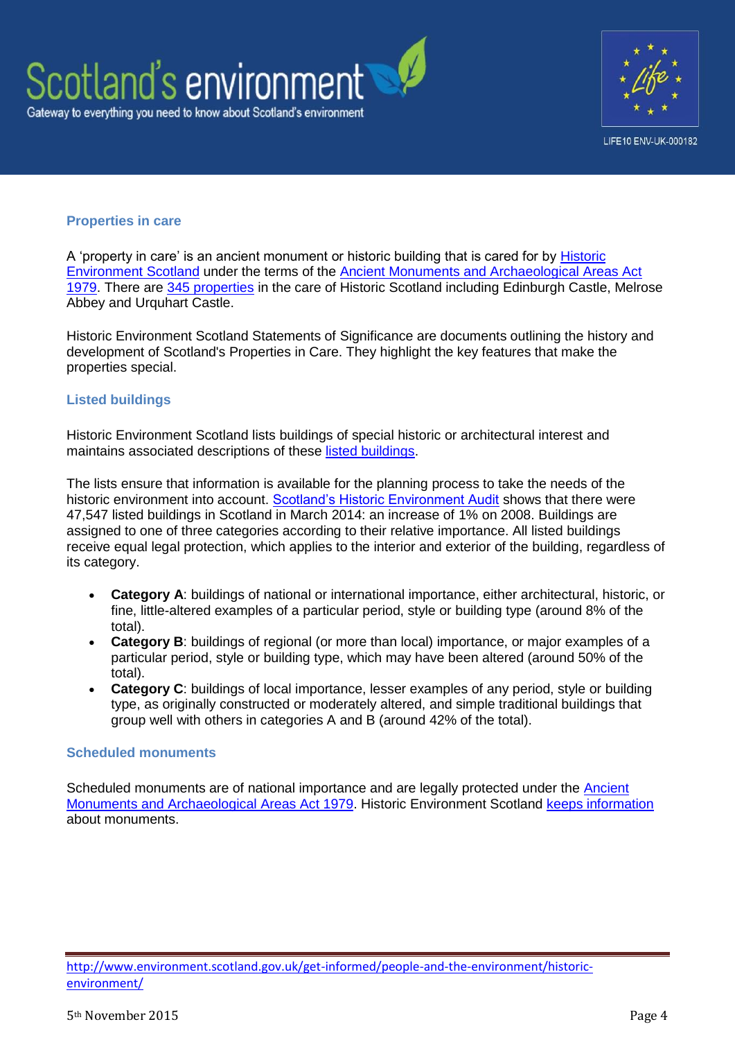### Properties in care

A 'property in care' is an ancient monument or historic building that is cared for by Historic Environment Scotland under the terms of the Ancient Monuments and Archaeological Areas Act 1979. There are 345 properties in the care of Historic Scotland including Edinburgh Castle, Melrose Abbey and Urquhart Castle.

Historic Environment Scotland Statements of Significance are documents outlining the history and development of Scotland's Properties in Care. They highlight the key features that make the properties special.

### Listed buildings

Historic Environment Scotland lists buildings of special historic or architectural interest and maintains associated descriptions of these listed buildings.

The lists ensure that information is available for the planning process to take the needs of the historic environment into account. Scotland's Historic Environment Audit shows that there were 47,547 listed buildings in Scotland in March 2014: an increase of 1% on 2008. Buildings are assigned to one of three categories according to their relative importance. All listed buildings receive equal legal protection, which applies to the interior and exterior of the building, regardless of its category.

- **Category A**: buildings of national or international importance, either architectural, historic, or fine, little-altered examples of a particular period, style or building type (around 8% of the total).
- **Category B**: buildings of regional (or more than local) importance, or major examples of a particular period, style or building type, which may have been altered (around 50% of the total).
- **Category C**: buildings of local importance, lesser examples of any period, style or building type, as originally constructed or moderately altered, and simple traditional buildings that group well with others in categories A and B (around 42% of the total).

### Scheduled monuments

Scheduled monuments are of national importance and are legally protected under the Ancient Monuments and Archaeological Areas Act 1979. Historic Environment Scotland keeps information about monuments.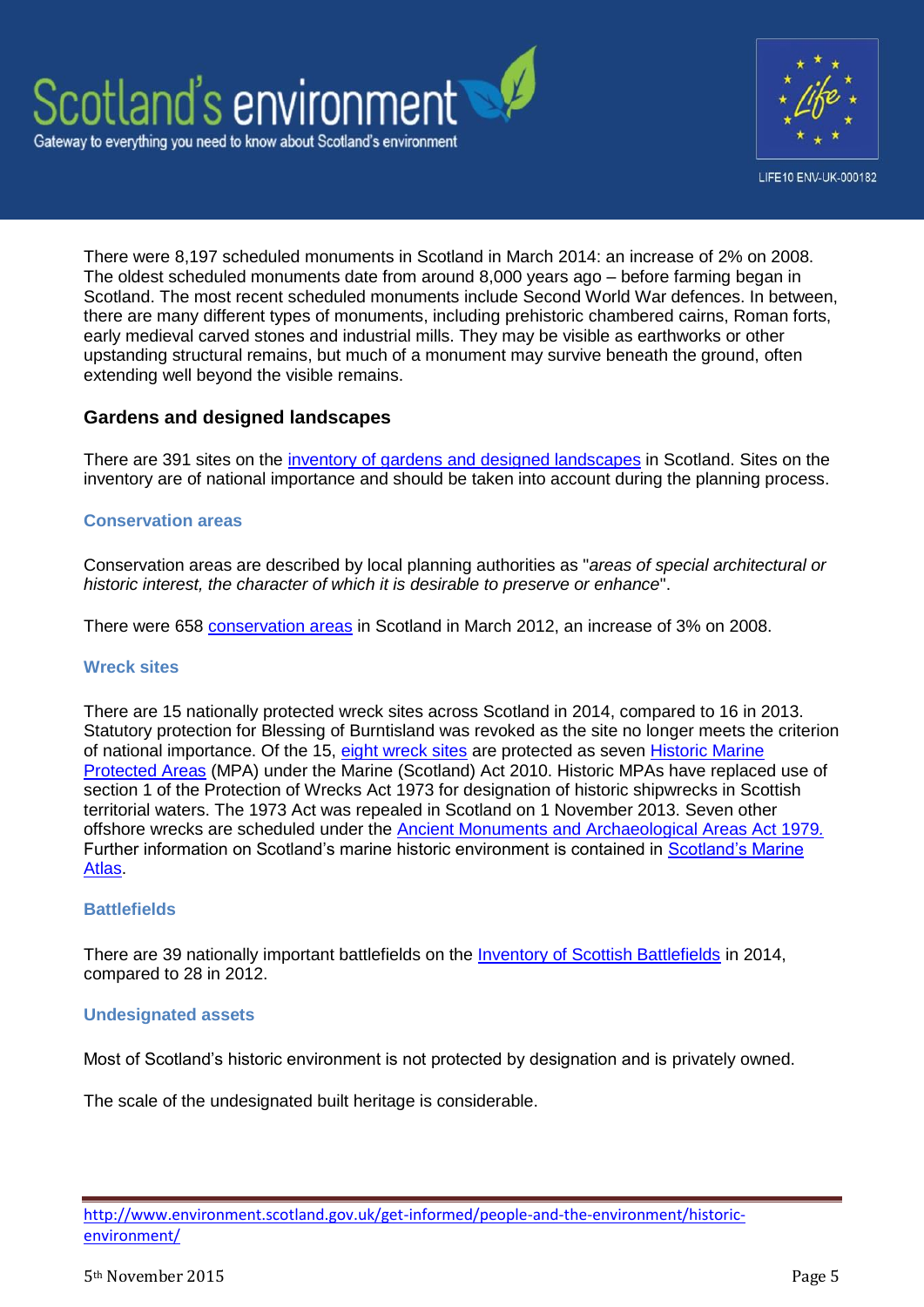There were 8,197 scheduled monuments in Scotland in March 2014: an increase of 2% on 2008. The oldest scheduled monuments date from around 8,000 years ago – before farming began in Scotland. The most recent scheduled monuments include Second World War defences. In between, there are many different types of monuments, including prehistoric chambered cairns, Roman forts, early medieval carved stones and industrial mills. They may be visible as earthworks or other upstanding structural remains, but much of a monument may survive beneath the ground, often extending well beyond the visible remains.

## Gardens and designed landscapes

There are 391 sites on the inventory of gardens and designed landscapes in Scotland. Sites on the inventory are of national importance and should be taken into account during the planning process.

### Conservation areas

Conservation areas are described by local planning authorities as "*areas of special architectural or historic interest, the character of which it is desirable to preserve or enhance*".

There were 658 conservation areas in Scotland in March 2012, an increase of 3% on 2008.

### Wreck sites

There are 15 nationally protected wreck sites across Scotland in 2014, compared to 16 in 2013. Statutory protection for Blessing of Burntisland was revoked as the site no longer meets the criterion of national importance. Of the 15, eight wreck sites are protected as seven Historic Marine Protected Areas (MPA) under the Marine (Scotland) Act 2010. Historic MPAs have replaced use of section 1 of the Protection of Wrecks Act 1973 for designation of historic shipwrecks in Scottish territorial waters. The 1973 Act was repealed in Scotland on 1 November 2013. Seven other offshore wrecks are scheduled under the Ancient Monuments and Archaeological Areas Act 1979. Further information on Scotland's marine historic environment is contained in Scotland's Marine Atlas.

### Battlefields

There are 39 nationally important battlefields on the Inventory of Scottish Battlefields in 2014, compared to 28 in 2012.

### Undesignated assets

Most of Scotland's historic environment is not protected by designation and is privately owned.

The scale of the undesignated built heritage is considerable.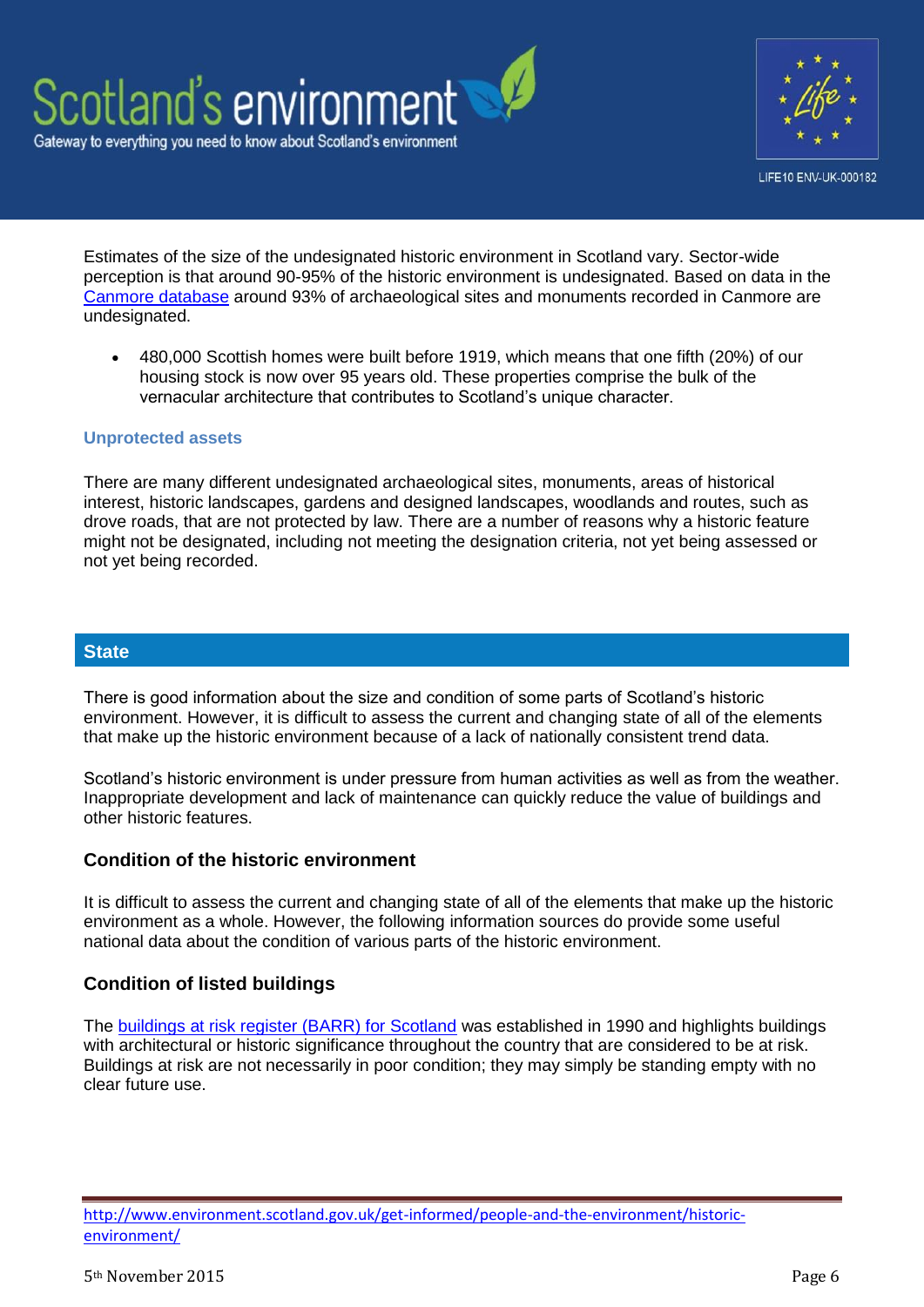Estimates of the size of the undesignated historic environment in Scotland vary. Sector-wide perception is that around 90-95% of the historic environment is undesignated. Based on data in the Canmore database around 93% of archaeological sites and monuments recorded in Canmore are undesignated.

- 480,000 Scottish homes were built before 1919, which means that one fifth (20%) of our housing stock is now over 95 years old. These properties comprise the bulk of the vernacular architecture that contributes to Scotland's unique character.

### Unprotected assets

There are many different undesignated archaeological sites, monuments, areas of historical interest, historic landscapes, gardens and designed landscapes, woodlands and routes, such as drove roads, that are not protected by law. There are a number of reasons why a historic feature might not be designated, including not meeting the designation criteria, not yet being assessed or not yet being recorded.

## State

There is good information about the size and condition of some parts of Scotland's historic environment. However, it is difficult to assess the current and changing state of all of the elements that make up the historic environment because of a lack of nationally consistent trend data.

Scotland's historic environment is under pressure from human activities as well as from the weather. Inappropriate development and lack of maintenance can quickly reduce the value of buildings and other historic features.

### Condition of the historic environment

It is difficult to assess the current and changing state of all of the elements that make up the historic environment as a whole. However, the following information sources do provide some useful national data about the condition of various parts of the historic environment.

### Condition of listed buildings

The buildings at risk register (BARR) for Scotland was established in 1990 and highlights buildings with architectural or historic significance throughout the country that are considered to be at risk. Buildings at risk are not necessarily in poor condition; they may simply be standing empty with no clear future use.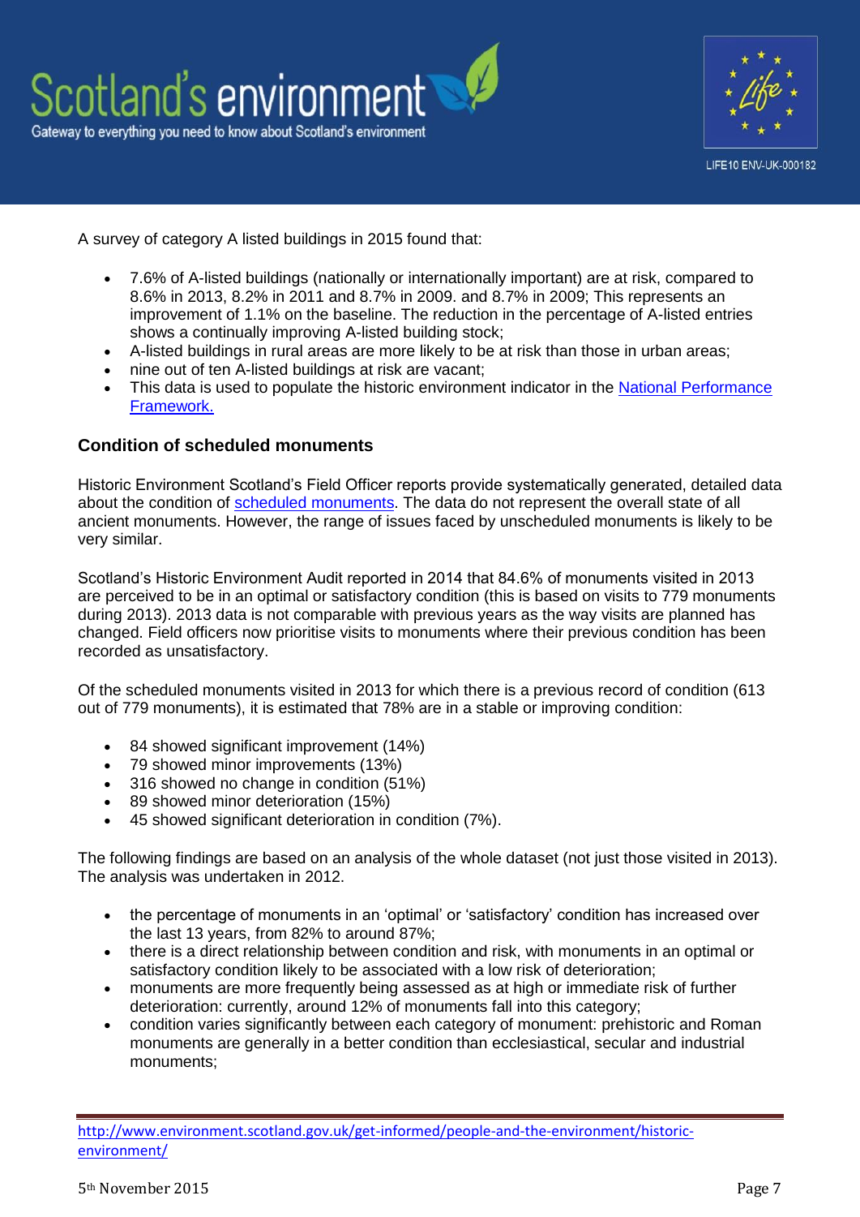A survey of category A listed buildings in 2015 found that:

- 7.6% of A-listed buildings (nationally or internationally important) are at risk, compared to 8.6% in 2013, 8.2% in 2011 and 8.7% in 2009. and 8.7% in 2009; This represents an improvement of 1.1% on the baseline. The reduction in the percentage of A-listed entries shows a continually improving A-listed building stock;
- A-listed buildings in rural areas are more likely to be at risk than those in urban areas;
- nine out of ten A-listed buildings at risk are vacant;
- This data is used to populate the historic environment indicator in the National Performance Framework.

### Condition of scheduled monuments

Historic Environment Scotland's Field Officer reports provide systematically generated, detailed data about the condition of scheduled monuments. The data do not represent the overall state of all ancient monuments. However, the range of issues faced by unscheduled monuments is likely to be very similar.

Scotland's Historic Environment Audit reported in 2014 that 84.6% of monuments visited in 2013 are perceived to be in an optimal or satisfactory condition (this is based on visits to 779 monuments during 2013). 2013 data is not comparable with previous years as the way visits are planned has changed. Field officers now prioritise visits to monuments where their previous condition has been recorded as unsatisfactory.

Of the scheduled monuments visited in 2013 for which there is a previous record of condition (613 out of 779 monuments), it is estimated that 78% are in a stable or improving condition:

- 84 showed significant improvement (14%)
- 79 showed minor improvements (13%)
- 316 showed no change in condition (51%)
- 89 showed minor deterioration (15%)
- 45 showed significant deterioration in condition (7%).

The following findings are based on an analysis of the whole dataset (not just those visited in 2013). The analysis was undertaken in 2012.

- the percentage of monuments in an 'optimal' or 'satisfactory' condition has increased over the last 13 years, from 82% to around 87%;
- there is a direct relationship between condition and risk, with monuments in an optimal or satisfactory condition likely to be associated with a low risk of deterioration;
- monuments are more frequently being assessed as at high or immediate risk of further deterioration: currently, around 12% of monuments fall into this category;
- condition varies significantly between each category of monument: prehistoric and Roman monuments are generally in a better condition than ecclesiastical, secular and industrial monuments;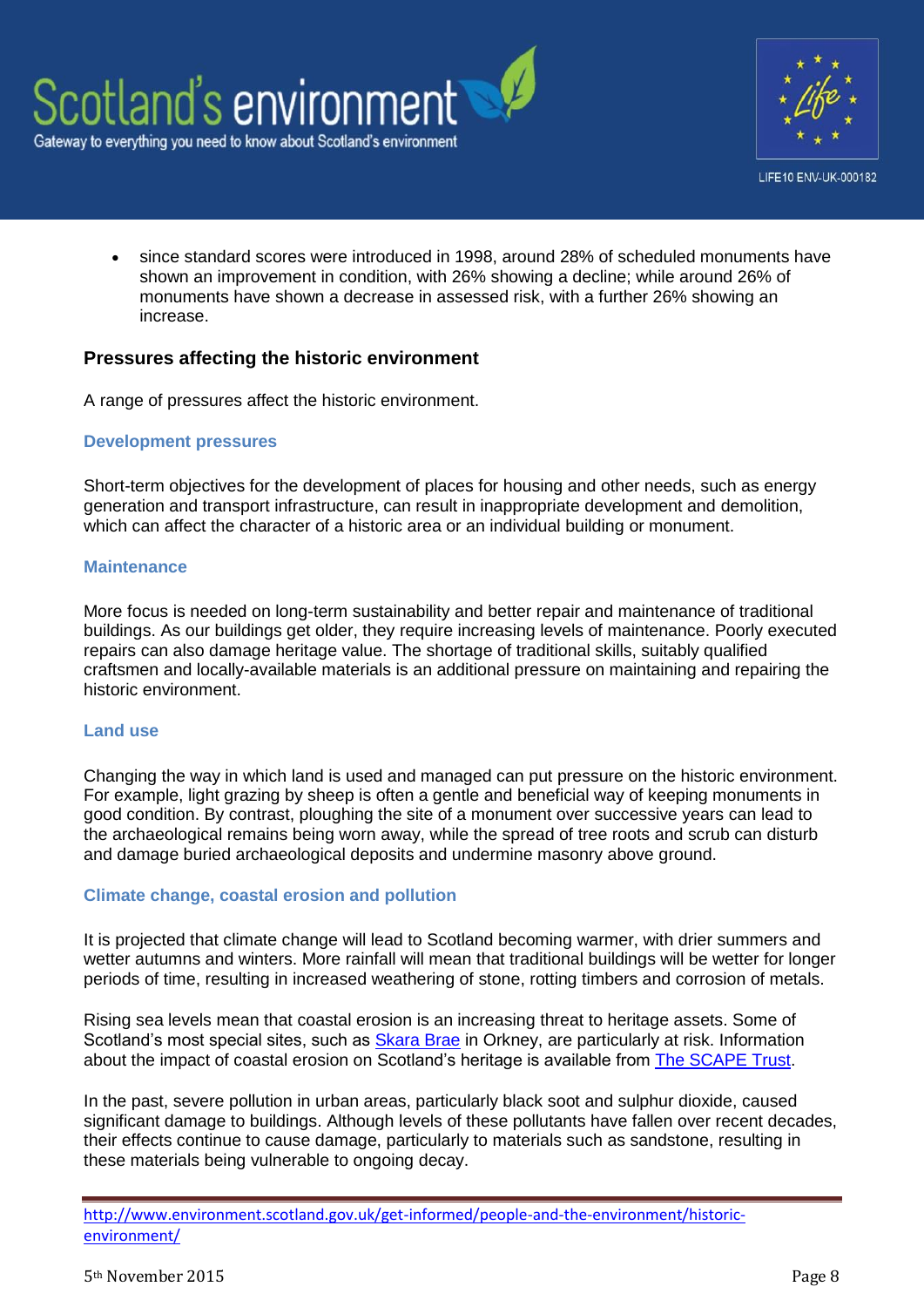- since standard scores were introduced in 1998, around 28% of scheduled monuments have shown an improvement in condition, with 26% showing a decline; while around 26% of monuments have shown a decrease in assessed risk, with a further 26% showing an increase.

## Pressures affecting the historic environment

A range of pressures affect the historic environment.

### Development pressures

Short-term objectives for the development of places for housing and other needs, such as energy generation and transport infrastructure, can result in inappropriate development and demolition, which can affect the character of a historic area or an individual building or monument.

### Maintenance

More focus is needed on long-term sustainability and better repair and maintenance of traditional buildings. As our buildings get older, they require increasing levels of maintenance. Poorly executed repairs can also damage heritage value. The shortage of traditional skills, suitably qualified craftsmen and locally-available materials is an additional pressure on maintaining and repairing the historic environment.

### Land use

Changing the way in which land is used and managed can put pressure on the historic environment. For example, light grazing by sheep is often a gentle and beneficial way of keeping monuments in good condition. By contrast, ploughing the site of a monument over successive years can lead to the archaeological remains being worn away, while the spread of tree roots and scrub can disturb and damage buried archaeological deposits and undermine masonry above ground.

### Climate change, coastal erosion and pollution

It is projected that climate change will lead to Scotland becoming warmer, with drier summers and wetter autumns and winters. More rainfall will mean that traditional buildings will be wetter for longer periods of time, resulting in increased weathering of stone, rotting timbers and corrosion of metals.

Rising sea levels mean that coastal erosion is an increasing threat to heritage assets. Some of Scotland's most special sites, such as Skara Brae in Orkney, are particularly at risk. Information about the impact of coastal erosion on Scotland's heritage is available from The SCAPE Trust.

In the past, severe pollution in urban areas, particularly black soot and sulphur dioxide, caused significant damage to buildings. Although levels of these pollutants have fallen over recent decades, their effects continue to cause damage, particularly to materials such as sandstone, resulting in these materials being vulnerable to ongoing decay.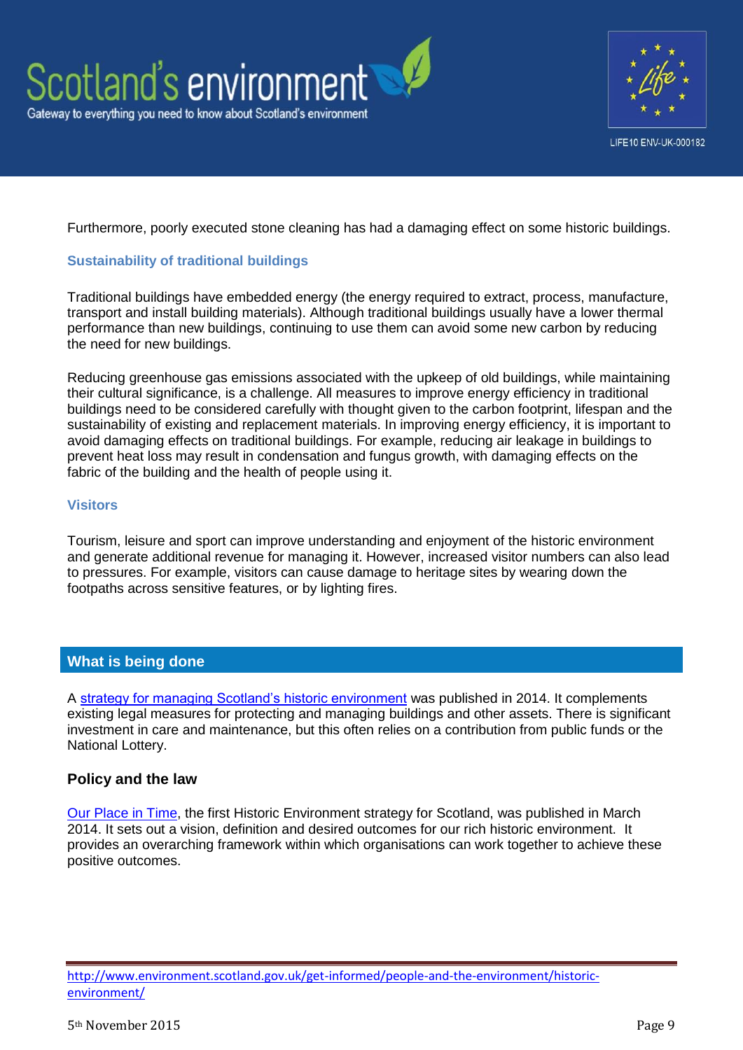Furthermore, poorly executed stone cleaning has had a damaging effect on some historic buildings.

### Sustainability of traditional buildings

Traditional buildings have embedded energy (the energy required to extract, process, manufacture, transport and install building materials). Although traditional buildings usually have a lower thermal performance than new buildings, continuing to use them can avoid some new carbon by reducing the need for new buildings.

Reducing greenhouse gas emissions associated with the upkeep of old buildings, while maintaining their cultural significance, is a challenge. All measures to improve energy efficiency in traditional buildings need to be considered carefully with thought given to the carbon footprint, lifespan and the sustainability of existing and replacement materials. In improving energy efficiency, it is important to avoid damaging effects on traditional buildings. For example, reducing air leakage in buildings to prevent heat loss may result in condensation and fungus growth, with damaging effects on the fabric of the building and the health of people using it.

### Visitors

Tourism, leisure and sport can improve understanding and enjoyment of the historic environment and generate additional revenue for managing it. However, increased visitor numbers can also lead to pressures. For example, visitors can cause damage to heritage sites by wearing down the footpaths across sensitive features, or by lighting fires.

## What is being done

A strategy for managing Scotland's historic environment was published in 2014. It complements existing legal measures for protecting and managing buildings and other assets. There is significant investment in care and maintenance, but this often relies on a contribution from public funds or the National Lottery.

### Policy and the law

Our Place in Time, the first Historic Environment strategy for Scotland, was published in March 2014. It sets out a vision, definition and desired outcomes for our rich historic environment. It provides an overarching framework within which organisations can work together to achieve these positive outcomes.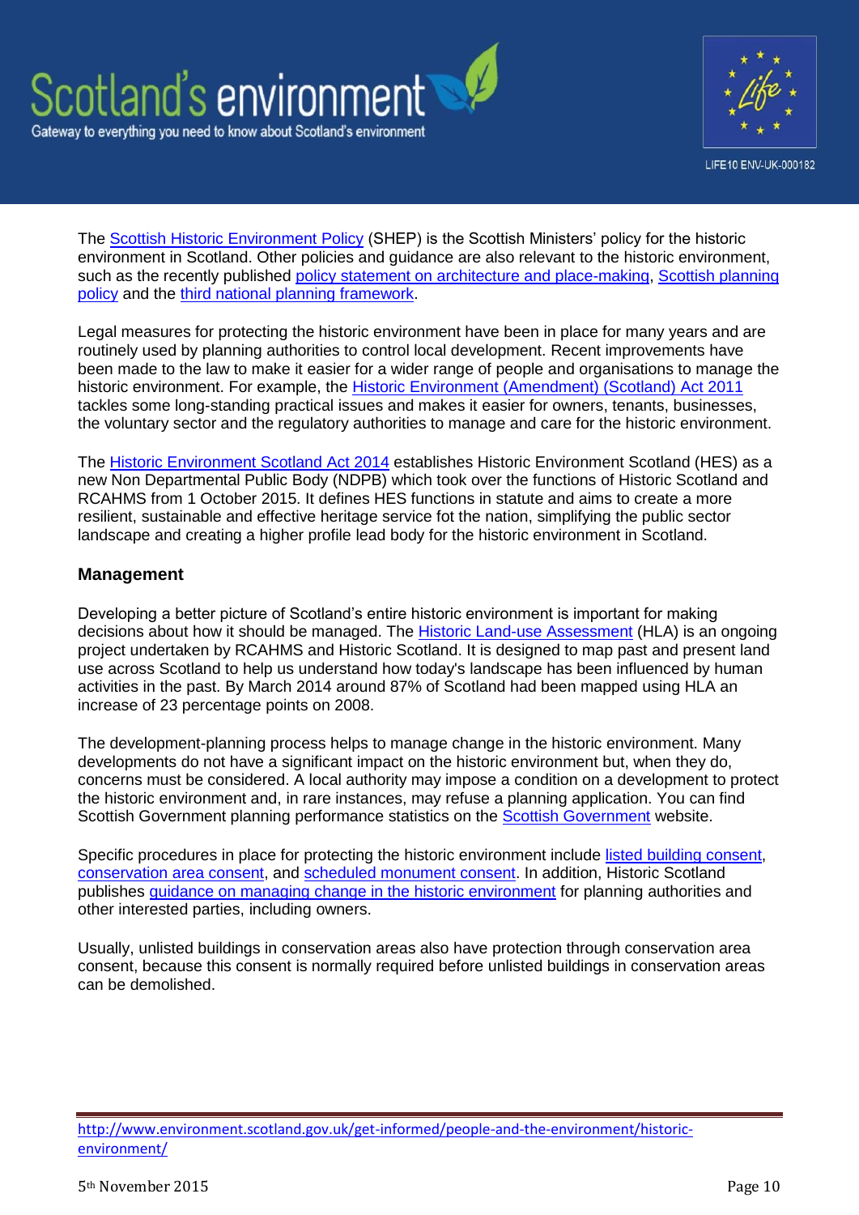The Scottish Historic Environment Policy (SHEP) is the Scottish Ministers' policy for the historic environment in Scotland. Other policies and guidance are also relevant to the historic environment, such as the recently published policy statement on architecture and place-making, Scottish planning policy and the third national planning framework.

Legal measures for protecting the historic environment have been in place for many years and are routinely used by planning authorities to control local development. Recent improvements have been made to the law to make it easier for a wider range of people and organisations to manage the historic environment. For example, the Historic Environment (Amendment) (Scotland) Act 2011 tackles some long-standing practical issues and makes it easier for owners, tenants, businesses, the voluntary sector and the regulatory authorities to manage and care for the historic environment.

The Historic Environment Scotland Act 2014 establishes Historic Environment Scotland (HES) as a new Non Departmental Public Body (NDPB) which took over the functions of Historic Scotland and RCAHMS from 1 October 2015. It defines HES functions in statute and aims to create a more resilient, sustainable and effective heritage service fot the nation, simplifying the public sector landscape and creating a higher profile lead body for the historic environment in Scotland.

### Management

Developing a better picture of Scotland's entire historic environment is important for making decisions about how it should be managed. The Historic Land-use Assessment (HLA) is an ongoing project undertaken by RCAHMS and Historic Scotland. It is designed to map past and present land use across Scotland to help us understand how today's landscape has been influenced by human activities in the past. By March 2014 around 87% of Scotland had been mapped using HLA an increase of 23 percentage points on 2008.

The development-planning process helps to manage change in the historic environment. Many developments do not have a significant impact on the historic environment but, when they do, concerns must be considered. A local authority may impose a condition on a development to protect the historic environment and, in rare instances, may refuse a planning application. You can find Scottish Government planning performance statistics on the Scottish Government website.

Specific procedures in place for protecting the historic environment include listed building consent, conservation area consent, and scheduled monument consent. In addition, Historic Scotland publishes guidance on managing change in the historic environment for planning authorities and other interested parties, including owners.

Usually, unlisted buildings in conservation areas also have protection through conservation area consent, because this consent is normally required before unlisted buildings in conservation areas can be demolished.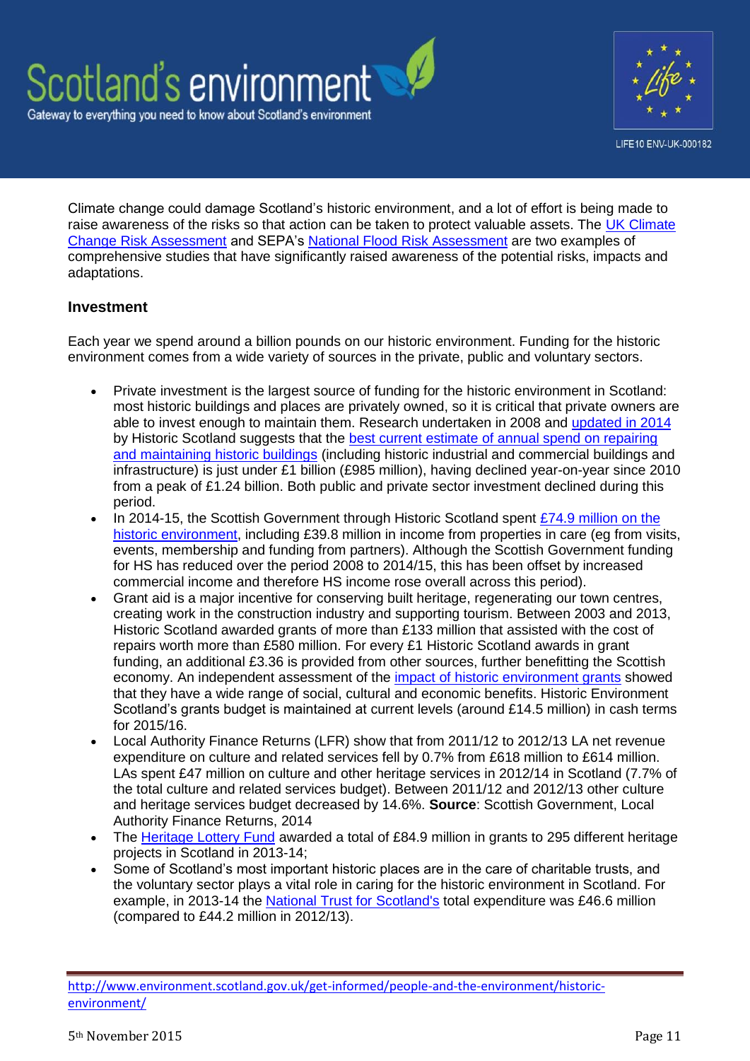Climate change could damage Scotland's historic environment, and a lot of effort is being made to raise awareness of the risks so that action can be taken to protect valuable assets. The UK Climate Change Risk Assessment and SEPA's National Flood Risk Assessment are two examples of comprehensive studies that have significantly raised awareness of the potential risks, impacts and adaptations.

### Investment

Each year we spend around a billion pounds on our historic environment. Funding for the historic environment comes from a wide variety of sources in the private, public and voluntary sectors.

- Private investment is the largest source of funding for the historic environment in Scotland: most historic buildings and places are privately owned, so it is critical that private owners are able to invest enough to maintain them. Research undertaken in 2008 and updated in 2014 by Historic Scotland suggests that the best current estimate of annual spend on repairing and maintaining historic buildings (including historic industrial and commercial buildings and infrastructure) is just under £1 billion (£985 million), having declined year-on-year since 2010 from a peak of £1.24 billion. Both public and private sector investment declined during this period.
- In 2014-15, the Scottish Government through Historic Scotland spent £74.9 million on the historic environment, including £39.8 million in income from properties in care (eg from visits, events, membership and funding from partners). Although the Scottish Government funding for HS has reduced over the period 2008 to 2014/15, this has been offset by increased commercial income and therefore HS income rose overall across this period).
- Grant aid is a major incentive for conserving built heritage, regenerating our town centres, creating work in the construction industry and supporting tourism. Between 2003 and 2013, Historic Scotland awarded grants of more than £133 million that assisted with the cost of repairs worth more than £580 million. For every £1 Historic Scotland awards in grant funding, an additional £3.36 is provided from other sources, further benefitting the Scottish economy. An independent assessment of the impact of historic environment grants showed that they have a wide range of social, cultural and economic benefits. Historic Environment Scotland's grants budget is maintained at current levels (around £14.5 million) in cash terms for 2015/16.
- Local Authority Finance Returns (LFR) show that from 2011/12 to 2012/13 LA net revenue expenditure on culture and related services fell by 0.7% from £618 million to £614 million. LAs spent £47 million on culture and other heritage services in 2012/14 in Scotland (7.7% of the total culture and related services budget). Between 2011/12 and 2012/13 other culture and heritage services budget decreased by 14.6%. **Source**: Scottish Government, Local Authority Finance Returns, 2014
- The Heritage Lottery Fund awarded a total of £84.9 million in grants to 295 different heritage projects in Scotland in 2013-14;
- Some of Scotland's most important historic places are in the care of charitable trusts, and the voluntary sector plays a vital role in caring for the historic environment in Scotland. For example, in 2013-14 the National Trust for Scotland's total expenditure was £46.6 million (compared to £44.2 million in 2012/13).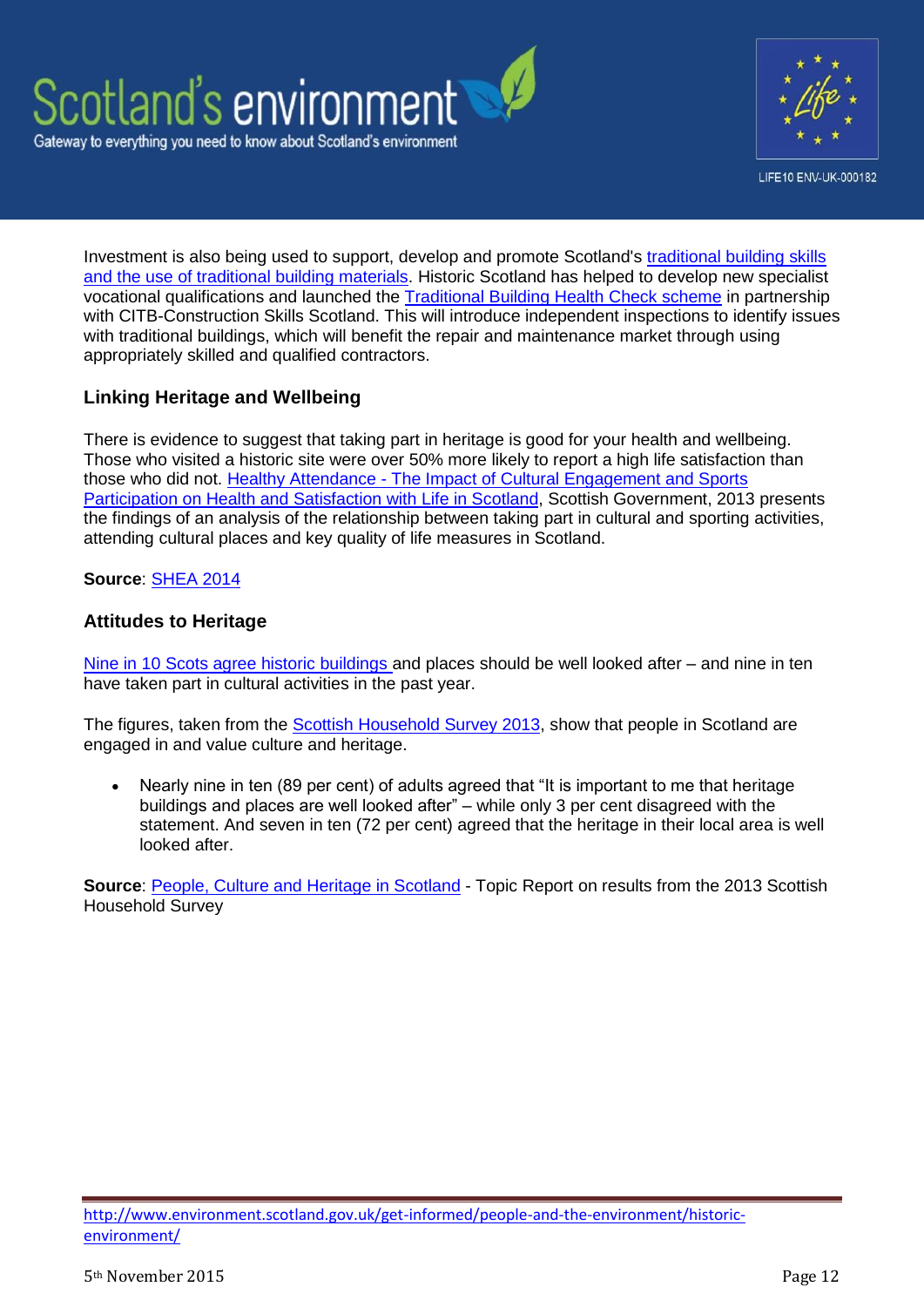Investment is also being used to support, develop and promote Scotland's traditional building skills and the use of traditional building materials. Historic Scotland has helped to develop new specialist vocational qualifications and launched the Traditional Building Health Check scheme in partnership with CITB-Construction Skills Scotland. This will introduce independent inspections to identify issues with traditional buildings, which will benefit the repair and maintenance market through using appropriately skilled and qualified contractors.

### Linking Heritage and Wellbeing

There is evidence to suggest that taking part in heritage is good for your health and wellbeing. Those who visited a historic site were over 50% more likely to report a high life satisfaction than those who did not. Healthy Attendance - The Impact of Cultural Engagement and Sports Participation on Health and Satisfaction with Life in Scotland, Scottish Government, 2013 presents the findings of an analysis of the relationship between taking part in cultural and sporting activities, attending cultural places and key quality of life measures in Scotland.

**Source**: SHEA 2014

### Attitudes to Heritage

Nine in 10 Scots agree historic buildings and places should be well looked after – and nine in ten have taken part in cultural activities in the past year.

The figures, taken from the Scottish Household Survey 2013, show that people in Scotland are engaged in and value culture and heritage.

- Nearly nine in ten (89 per cent) of adults agreed that "It is important to me that heritage buildings and places are well looked after" – while only 3 per cent disagreed with the statement. And seven in ten (72 per cent) agreed that the heritage in their local area is well looked after.

**Source**: People, Culture and Heritage in Scotland - Topic Report on results from the 2013 Scottish Household Survey